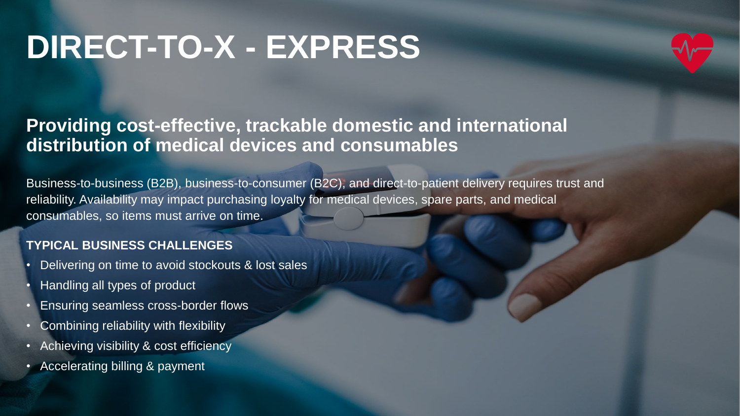# DIRECT-TO-X - EXPRESS

## Providing cost-effective, trackable domestic and international distribution of medical devices and consumables

Business-to-business (B2B), business-to-consumer (B2C), and direct-to-patient delivery requires trust and reliability. Availability may impact purchasing loyalty for medical devices, spare parts, and medical consumables, so items must arrive on time.

### TYPICAL BUSINESS CHALLENGES

- Delivering on time to avoid stockouts & lost sales
- Handling all types of product
- Ensuring seamless cross-border flows
- Combining reliability with flexibility
- Achieving visibility & cost efficiency
- Accelerating billing & payment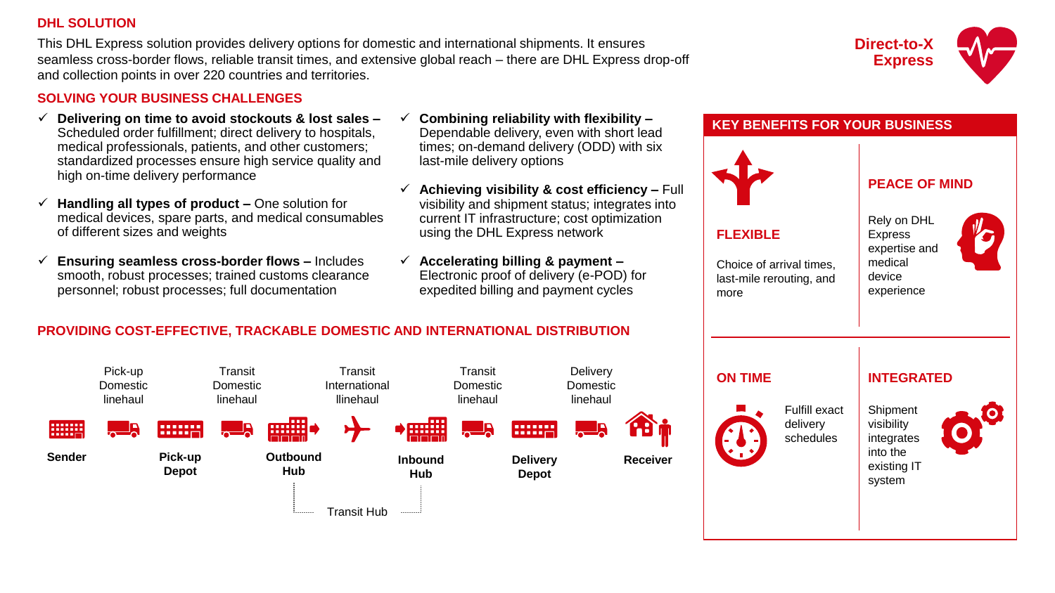## DHL SOLUTION

This DHL Express solution provides delivery options for domestic and international shipments. It ensures seamless cross-border flows, reliable transit times, and extensive global reach – there are DHL Express drop-off and collection points in over 220 countries and territories.

Direct-to-X Express

## SOLVING YOUR BUSINESS CHALLENGES

- ✓ **Delivering on time to avoid stockouts & lost sales –** Scheduled order fulfillment; direct delivery to hospitals, medical professionals, patients, and other customers; standardized processes ensure high service quality and high on-time delivery performance
- ✓ **Handling all types of product –** One solution for medical devices, spare parts, and medical consumables of different sizes and weights
- ✓ **Ensuring seamless cross-border flows –** Includes smooth, robust processes; trained customs clearance personnel; robust processes; full documentation
- ✓ **Combining reliability with flexibility –** Dependable delivery, even with short lead times; on-demand delivery (ODD) with six last-mile delivery options
- ✓ **Achieving visibility & cost efficiency –** Full visibility and shipment status; integrates into current IT infrastructure; cost optimization using the DHL Express network
- ✓ **Accelerating billing & payment –** Electronic proof of delivery (e-POD) for expedited billing and payment cycles

## PROVIDING COST-EFFECTIVE, TRACKABLE DOMESTIC AND INTERNATIONAL DISTRIBUTION

Pick-up Domestic linehaul
Transit Domestic linehaul
Transit International llinehaul
Transit Domestic linehaul
Delivery Domestic linehaul

Sender
Pick-up Depot
Outbound Hub
Inbound Hub
Delivery Depot
Receiver

Transit Hub

## KEY BENEFITS FOR YOUR BUSINESS

**FLEXIBLE**

Choice of arrival times, last-mile rerouting, and more

**PEACE OF MIND**

Rely on DHL Express expertise and medical device experience

**ON TIME**

Fulfill exact delivery schedules

**INTEGRATED**

Shipment visibility integrates into the existing IT system